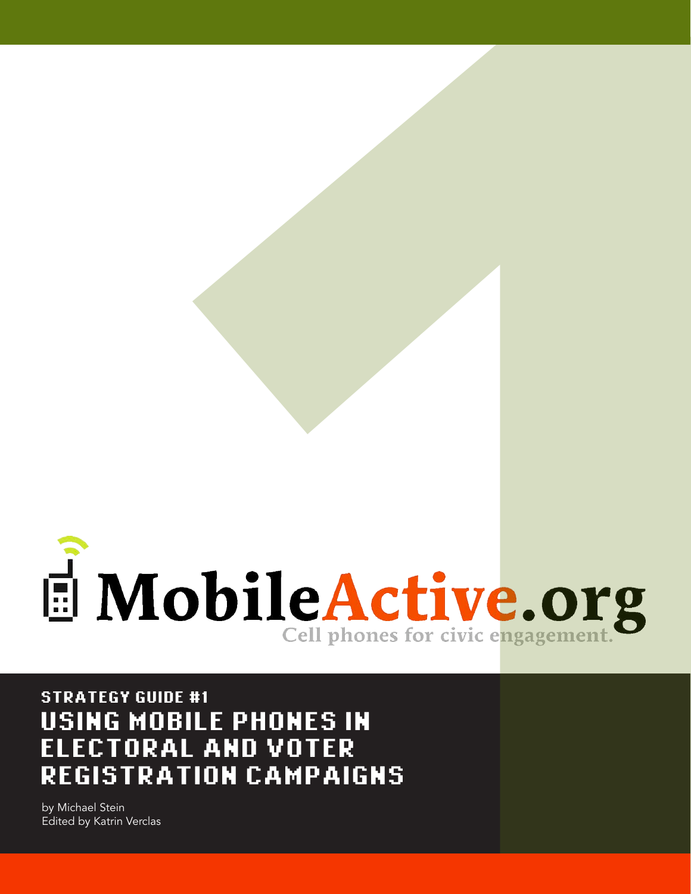MobileActive.org

Cell phones for civic engagement.

STRATEGY GUIDE #1

# USING MOBILE PHONES IN ELECTORAL AND VOTER REGISTRATION CAMPAIGNS

by Michael Stein
Edited by Katrin Verclas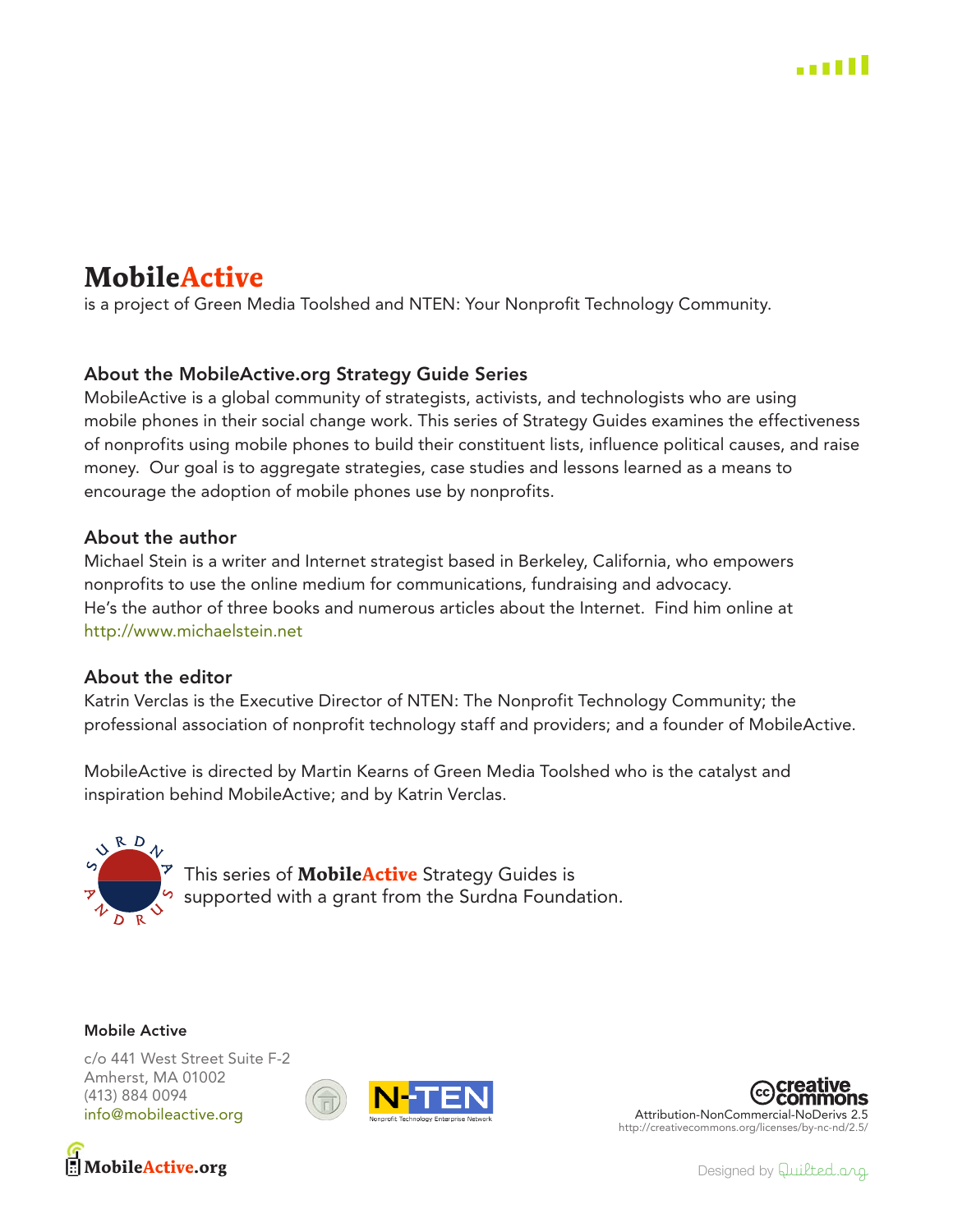# MobileActive

is a project of Green Media Toolshed and NTEN: Your Nonprofit Technology Community.

### About the MobileActive.org Strategy Guide Series

MobileActive is a global community of strategists, activists, and technologists who are using mobile phones in their social change work. This series of Strategy Guides examines the effectiveness of nonprofits using mobile phones to build their constituent lists, influence political causes, and raise money. Our goal is to aggregate strategies, case studies and lessons learned as a means to encourage the adoption of mobile phones use by nonprofits.

### About the author

Michael Stein is a writer and Internet strategist based in Berkeley, California, who empowers nonprofits to use the online medium for communications, fundraising and advocacy. He's the author of three books and numerous articles about the Internet. Find him online at http://www.michaelstein.net

### About the editor

Katrin Verclas is the Executive Director of NTEN: The Nonprofit Technology Community; the professional association of nonprofit technology staff and providers; and a founder of MobileActive.

MobileActive is directed by Martin Kearns of Green Media Toolshed who is the catalyst and inspiration behind MobileActive; and by Katrin Verclas.

This series of **MobileActive** Strategy Guides is supported with a grant from the Surdna Foundation.

**Mobile Active**

c/o 441 West Street Suite F-2
Amherst, MA 01002
(413) 884 0094
info@mobileactive.org

Creative Commons Attribution-NonCommercial-NoDerivs 2.5
http://creativecommons.org/licenses/by-nc-nd/2.5/

MobileActive.org

Designed by Quilted.org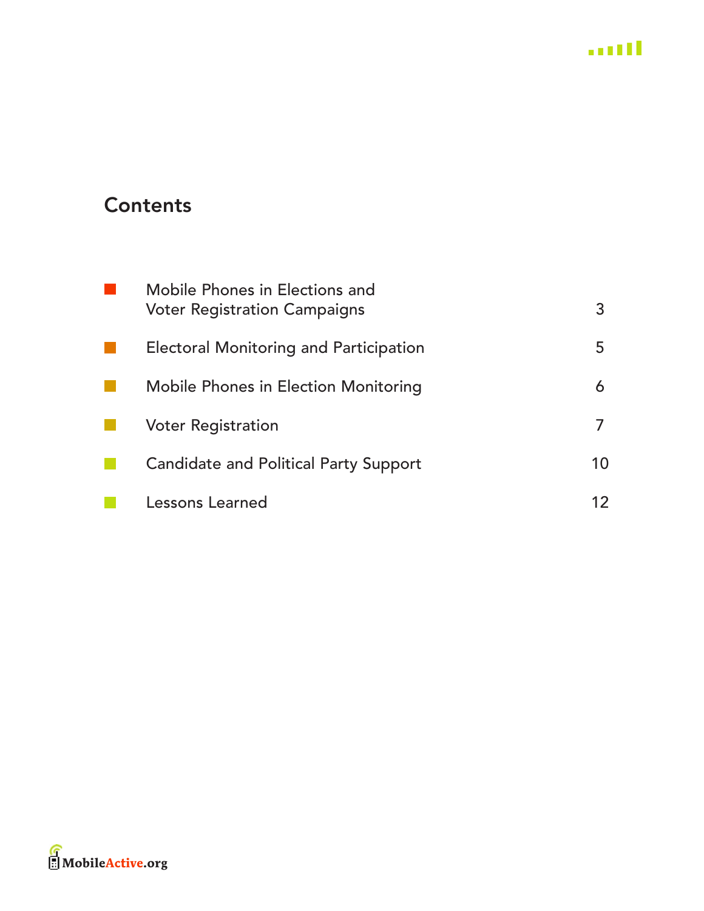## Contents

| | |
|---|---|
| Mobile Phones in Elections and Voter Registration Campaigns | 3 |
| Electoral Monitoring and Participation | 5 |
| Mobile Phones in Election Monitoring | 6 |
| Voter Registration | 7 |
| Candidate and Political Party Support | 10 |
| Lessons Learned | 12 |

MobileActive.org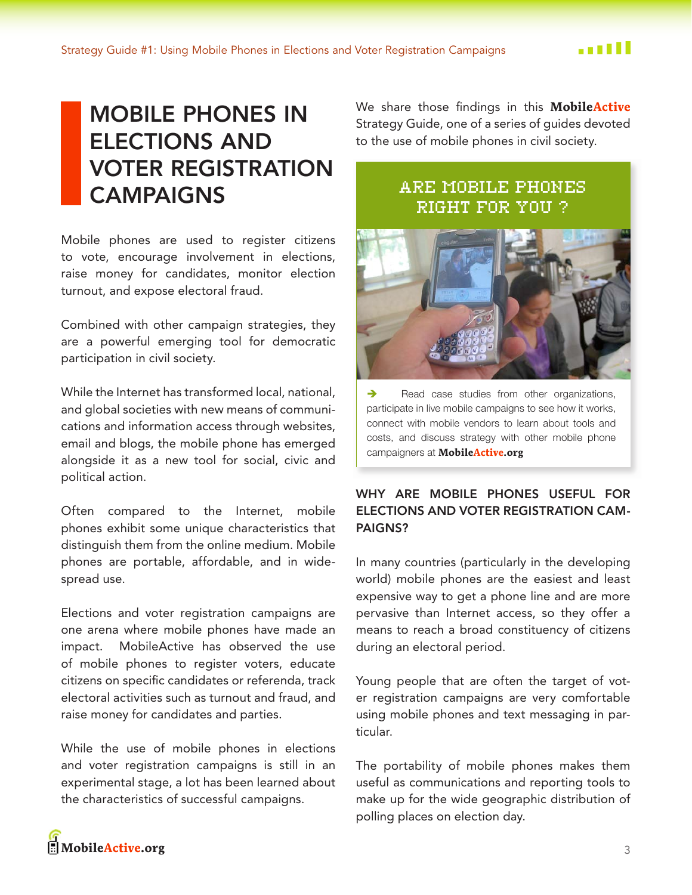# MOBILE PHONES IN ELECTIONS AND VOTER REGISTRATION CAMPAIGNS

Mobile phones are used to register citizens to vote, encourage involvement in elections, raise money for candidates, monitor election turnout, and expose electoral fraud.

Combined with other campaign strategies, they are a powerful emerging tool for democratic participation in civil society.

While the Internet has transformed local, national, and global societies with new means of communications and information access through websites, email and blogs, the mobile phone has emerged alongside it as a new tool for social, civic and political action.

Often compared to the Internet, mobile phones exhibit some unique characteristics that distinguish them from the online medium. Mobile phones are portable, affordable, and in widespread use.

Elections and voter registration campaigns are one arena where mobile phones have made an impact. MobileActive has observed the use of mobile phones to register voters, educate citizens on specific candidates or referenda, track electoral activities such as turnout and fraud, and raise money for candidates and parties.

While the use of mobile phones in elections and voter registration campaigns is still in an experimental stage, a lot has been learned about the characteristics of successful campaigns.

We share those findings in this **MobileActive** Strategy Guide, one of a series of guides devoted to the use of mobile phones in civil society.

> **ARE MOBILE PHONES RIGHT FOR YOU ?**
>
> ➔ Read case studies from other organizations, participate in live mobile campaigns to see how it works, connect with mobile vendors to learn about tools and costs, and discuss strategy with other mobile phone campaigners at **MobileActive.org**

## WHY ARE MOBILE PHONES USEFUL FOR ELECTIONS AND VOTER REGISTRATION CAMPAIGNS?

In many countries (particularly in the developing world) mobile phones are the easiest and least expensive way to get a phone line and are more pervasive than Internet access, so they offer a means to reach a broad constituency of citizens during an electoral period.

Young people that are often the target of voter registration campaigns are very comfortable using mobile phones and text messaging in particular.

The portability of mobile phones makes them useful as communications and reporting tools to make up for the wide geographic distribution of polling places on election day.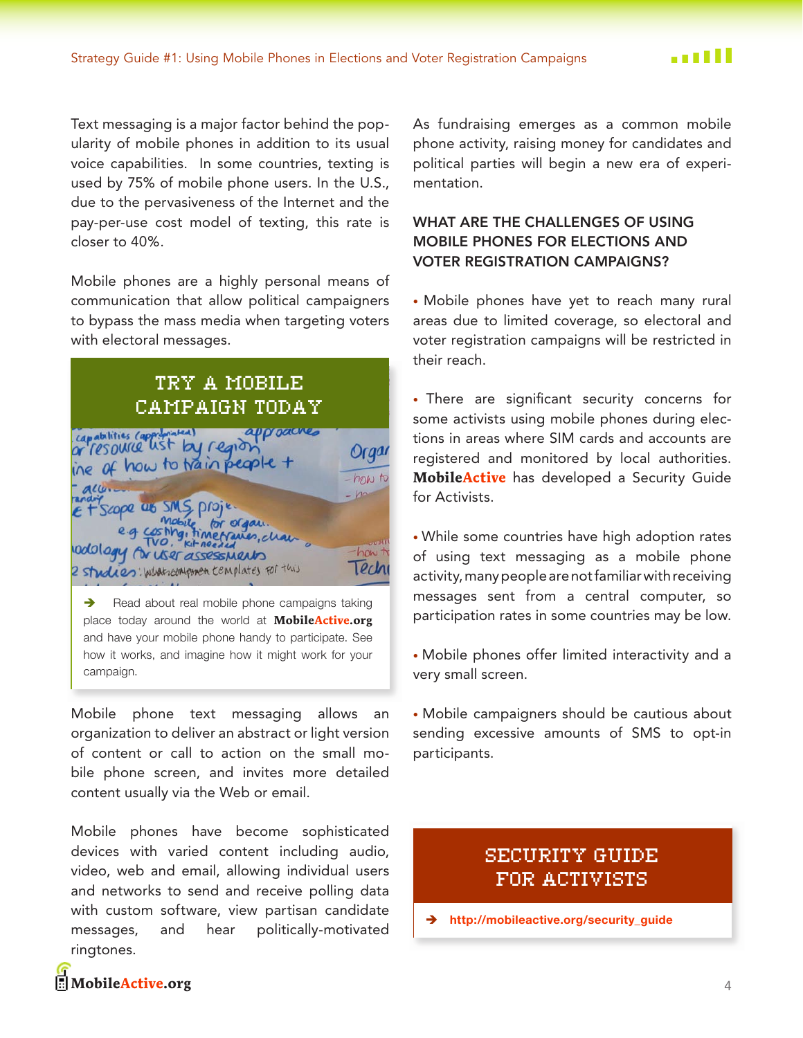Text messaging is a major factor behind the popularity of mobile phones in addition to its usual voice capabilities. In some countries, texting is used by 75% of mobile phone users. In the U.S., due to the pervasiveness of the Internet and the pay-per-use cost model of texting, this rate is closer to 40%.

Mobile phones are a highly personal means of communication that allow political campaigners to bypass the mass media when targeting voters with electoral messages.

**TRY A MOBILE CAMPAIGN TODAY**

➔ Read about real mobile phone campaigns taking place today around the world at **MobileActive.org** and have your mobile phone handy to participate. See how it works, and imagine how it might work for your campaign.

Mobile phone text messaging allows an organization to deliver an abstract or light version of content or call to action on the small mobile phone screen, and invites more detailed content usually via the Web or email.

Mobile phones have become sophisticated devices with varied content including audio, video, web and email, allowing individual users and networks to send and receive polling data with custom software, view partisan candidate messages, and hear politically-motivated ringtones.

As fundraising emerges as a common mobile phone activity, raising money for candidates and political parties will begin a new era of experimentation.

### WHAT ARE THE CHALLENGES OF USING MOBILE PHONES FOR ELECTIONS AND VOTER REGISTRATION CAMPAIGNS?

- Mobile phones have yet to reach many rural areas due to limited coverage, so electoral and voter registration campaigns will be restricted in their reach.

- There are significant security concerns for some activists using mobile phones during elections in areas where SIM cards and accounts are registered and monitored by local authorities. **MobileActive** has developed a Security Guide for Activists.

- While some countries have high adoption rates of using text messaging as a mobile phone activity, many people are not familiar with receiving messages sent from a central computer, so participation rates in some countries may be low.

- Mobile phones offer limited interactivity and a very small screen.

- Mobile campaigners should be cautious about sending excessive amounts of SMS to opt-in participants.

**SECURITY GUIDE FOR ACTIVISTS**

➔ http://mobileactive.org/security_guide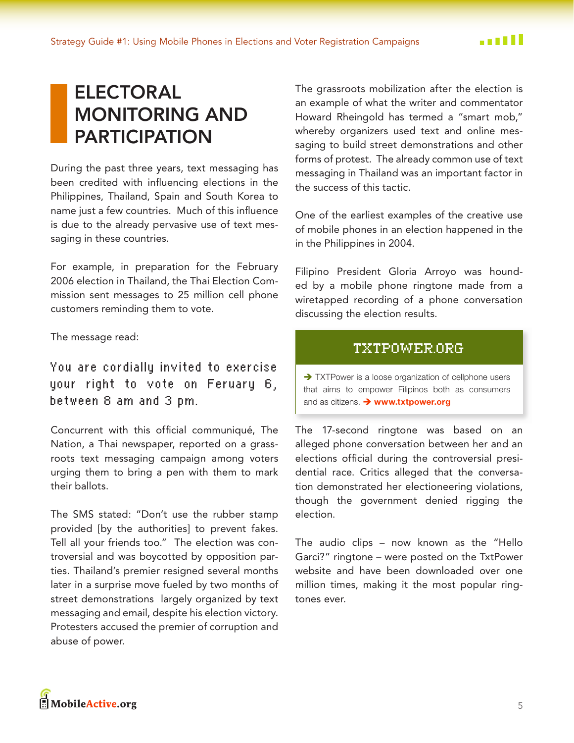# ELECTORAL MONITORING AND PARTICIPATION

During the past three years, text messaging has been credited with influencing elections in the Philippines, Thailand, Spain and South Korea to name just a few countries. Much of this influence is due to the already pervasive use of text messaging in these countries.

For example, in preparation for the February 2006 election in Thailand, the Thai Election Commission sent messages to 25 million cell phone customers reminding them to vote.

The message read:

```
You are cordially invited to exercise your right to vote on Feruary 6, between 8 am and 3 pm.
```

Concurrent with this official communiqué, The Nation, a Thai newspaper, reported on a grassroots text messaging campaign among voters urging them to bring a pen with them to mark their ballots.

The SMS stated: "Don't use the rubber stamp provided [by the authorities] to prevent fakes. Tell all your friends too." The election was controversial and was boycotted by opposition parties. Thailand's premier resigned several months later in a surprise move fueled by two months of street demonstrations largely organized by text messaging and email, despite his election victory. Protesters accused the premier of corruption and abuse of power.

The grassroots mobilization after the election is an example of what the writer and commentator Howard Rheingold has termed a "smart mob," whereby organizers used text and online messaging to build street demonstrations and other forms of protest. The already common use of text messaging in Thailand was an important factor in the success of this tactic.

One of the earliest examples of the creative use of mobile phones in an election happened in the in the Philippines in 2004.

Filipino President Gloria Arroyo was hounded by a mobile phone ringtone made from a wiretapped recording of a phone conversation discussing the election results.

> **TXTPOWER.ORG**
>
> ➔ TXTPower is a loose organization of cellphone users that aims to empower Filipinos both as consumers and as citizens. ➔ **www.txtpower.org**

The 17-second ringtone was based on an alleged phone conversation between her and an elections official during the controversial presidential race. Critics alleged that the conversation demonstrated her electioneering violations, though the government denied rigging the election.

The audio clips – now known as the "Hello Garci?" ringtone – were posted on the TxtPower website and have been downloaded over one million times, making it the most popular ringtones ever.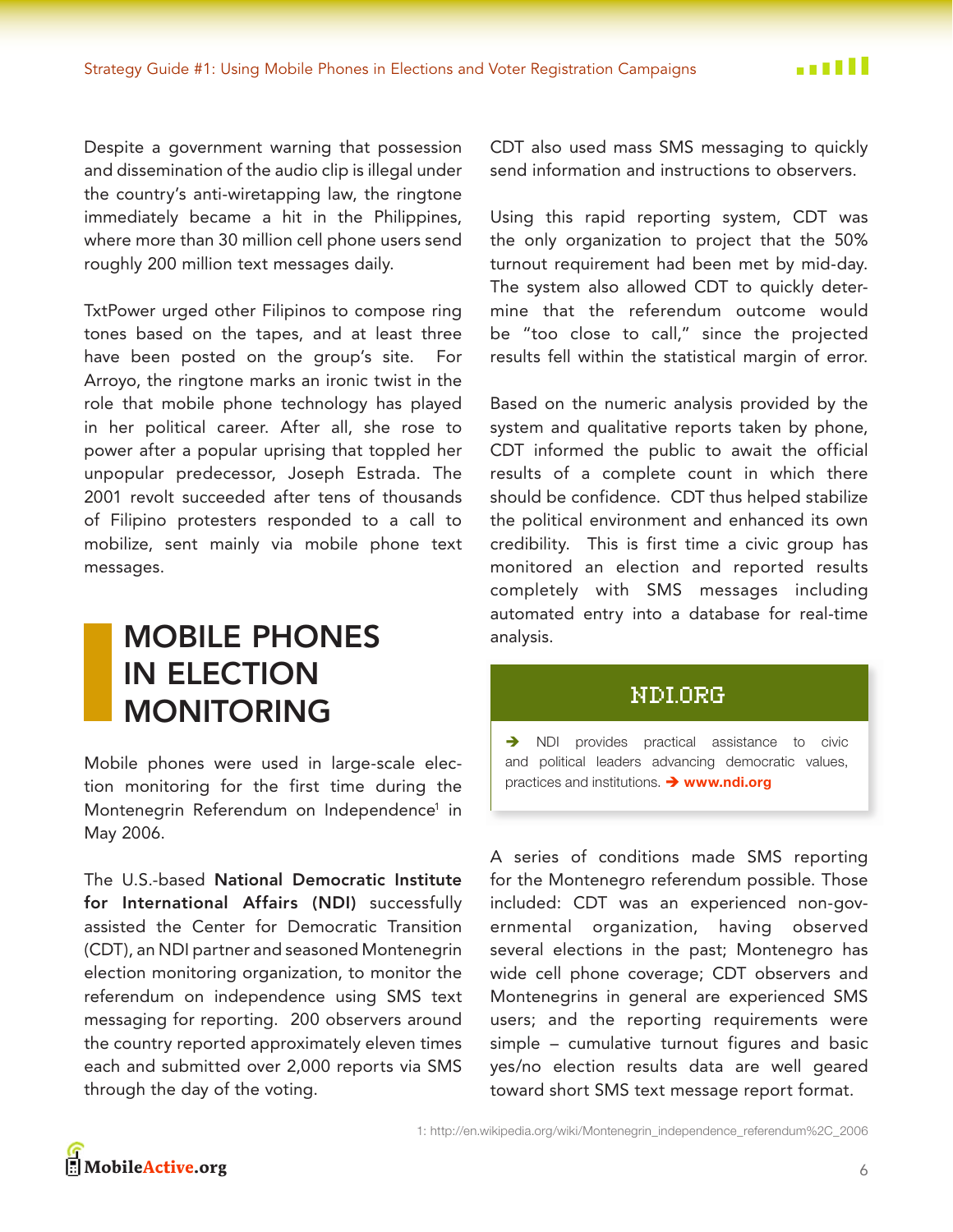Despite a government warning that possession and dissemination of the audio clip is illegal under the country's anti-wiretapping law, the ringtone immediately became a hit in the Philippines, where more than 30 million cell phone users send roughly 200 million text messages daily.

TxtPower urged other Filipinos to compose ring tones based on the tapes, and at least three have been posted on the group's site. For Arroyo, the ringtone marks an ironic twist in the role that mobile phone technology has played in her political career. After all, she rose to power after a popular uprising that toppled her unpopular predecessor, Joseph Estrada. The 2001 revolt succeeded after tens of thousands of Filipino protesters responded to a call to mobilize, sent mainly via mobile phone text messages.

## MOBILE PHONES IN ELECTION MONITORING

Mobile phones were used in large-scale election monitoring for the first time during the Montenegrin Referendum on Independence[1] in May 2006.

The U.S.-based **National Democratic Institute for International Affairs (NDI)** successfully assisted the Center for Democratic Transition (CDT), an NDI partner and seasoned Montenegrin election monitoring organization, to monitor the referendum on independence using SMS text messaging for reporting. 200 observers around the country reported approximately eleven times each and submitted over 2,000 reports via SMS through the day of the voting.

CDT also used mass SMS messaging to quickly send information and instructions to observers.

Using this rapid reporting system, CDT was the only organization to project that the 50% turnout requirement had been met by mid-day. The system also allowed CDT to quickly determine that the referendum outcome would be "too close to call," since the projected results fell within the statistical margin of error.

Based on the numeric analysis provided by the system and qualitative reports taken by phone, CDT informed the public to await the official results of a complete count in which there should be confidence. CDT thus helped stabilize the political environment and enhanced its own credibility. This is first time a civic group has monitored an election and reported results completely with SMS messages including automated entry into a database for real-time analysis.

**NDI.ORG**

➔ NDI provides practical assistance to civic and political leaders advancing democratic values, practices and institutions. ➔ **www.ndi.org**

A series of conditions made SMS reporting for the Montenegro referendum possible. Those included: CDT was an experienced non-governmental organization, having observed several elections in the past; Montenegro has wide cell phone coverage; CDT observers and Montenegrins in general are experienced SMS users; and the reporting requirements were simple – cumulative turnout figures and basic yes/no election results data are well geared toward short SMS text message report format.

1: http://en.wikipedia.org/wiki/Montenegrin_independence_referendum%2C_2006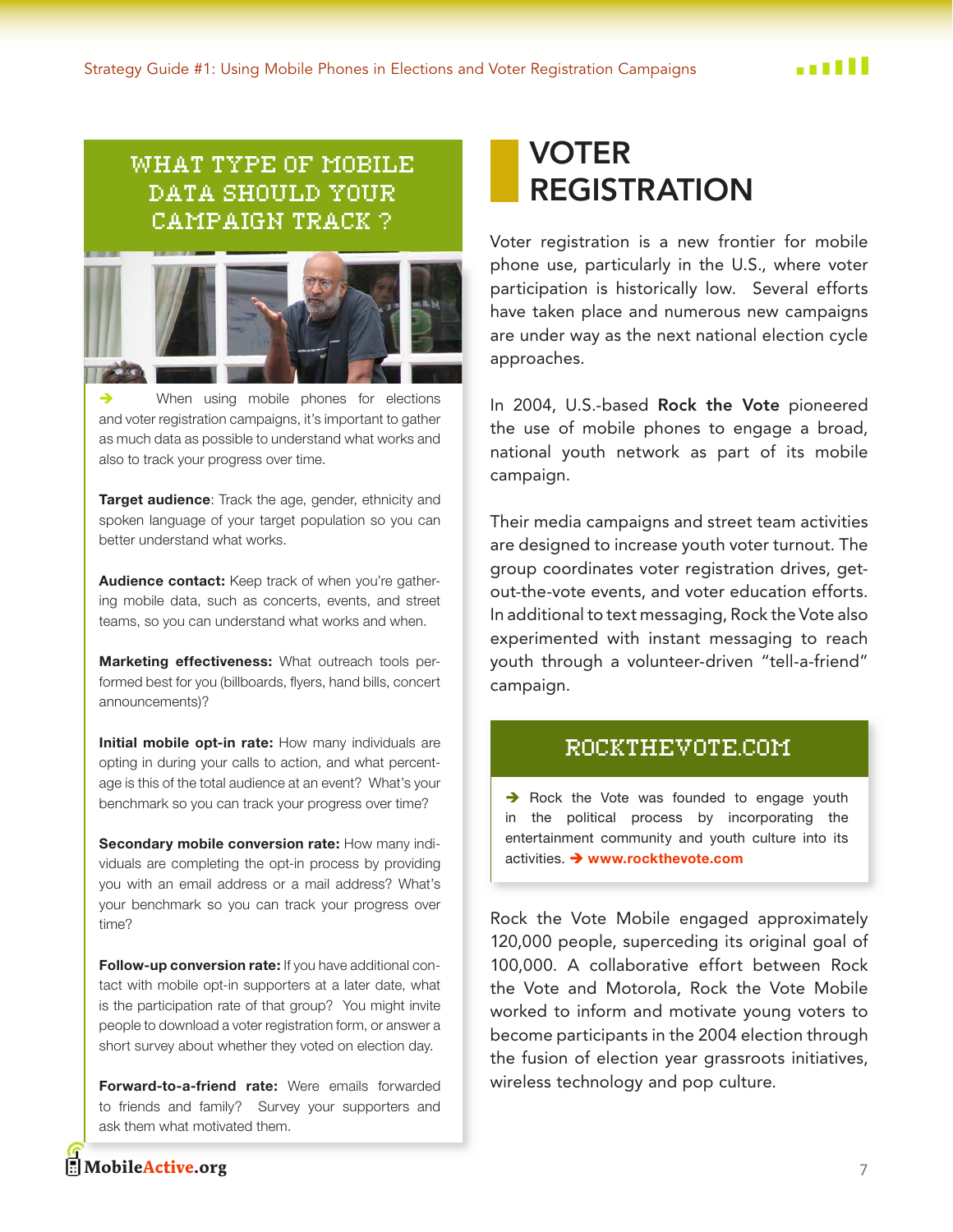## WHAT TYPE OF MOBILE DATA SHOULD YOUR CAMPAIGN TRACK ?

➔ When using mobile phones for elections and voter registration campaigns, it's important to gather as much data as possible to understand what works and also to track your progress over time.

**Target audience**: Track the age, gender, ethnicity and spoken language of your target population so you can better understand what works.

**Audience contact:** Keep track of when you're gathering mobile data, such as concerts, events, and street teams, so you can understand what works and when.

**Marketing effectiveness:** What outreach tools performed best for you (billboards, flyers, hand bills, concert announcements)?

**Initial mobile opt-in rate:** How many individuals are opting in during your calls to action, and what percentage is this of the total audience at an event? What's your benchmark so you can track your progress over time?

**Secondary mobile conversion rate:** How many individuals are completing the opt-in process by providing you with an email address or a mail address? What's your benchmark so you can track your progress over time?

**Follow-up conversion rate:** If you have additional contact with mobile opt-in supporters at a later date, what is the participation rate of that group? You might invite people to download a voter registration form, or answer a short survey about whether they voted on election day.

**Forward-to-a-friend rate:** Were emails forwarded to friends and family? Survey your supporters and ask them what motivated them.

# VOTER REGISTRATION

Voter registration is a new frontier for mobile phone use, particularly in the U.S., where voter participation is historically low. Several efforts have taken place and numerous new campaigns are under way as the next national election cycle approaches.

In 2004, U.S.-based **Rock the Vote** pioneered the use of mobile phones to engage a broad, national youth network as part of its mobile campaign.

Their media campaigns and street team activities are designed to increase youth voter turnout. The group coordinates voter registration drives, get-out-the-vote events, and voter education efforts. In additional to text messaging, Rock the Vote also experimented with instant messaging to reach youth through a volunteer-driven "tell-a-friend" campaign.

## ROCKTHEVOTE.COM

➔ Rock the Vote was founded to engage youth in the political process by incorporating the entertainment community and youth culture into its activities. ➔ **www.rockthevote.com**

Rock the Vote Mobile engaged approximately 120,000 people, superceding its original goal of 100,000. A collaborative effort between Rock the Vote and Motorola, Rock the Vote Mobile worked to inform and motivate young voters to become participants in the 2004 election through the fusion of election year grassroots initiatives, wireless technology and pop culture.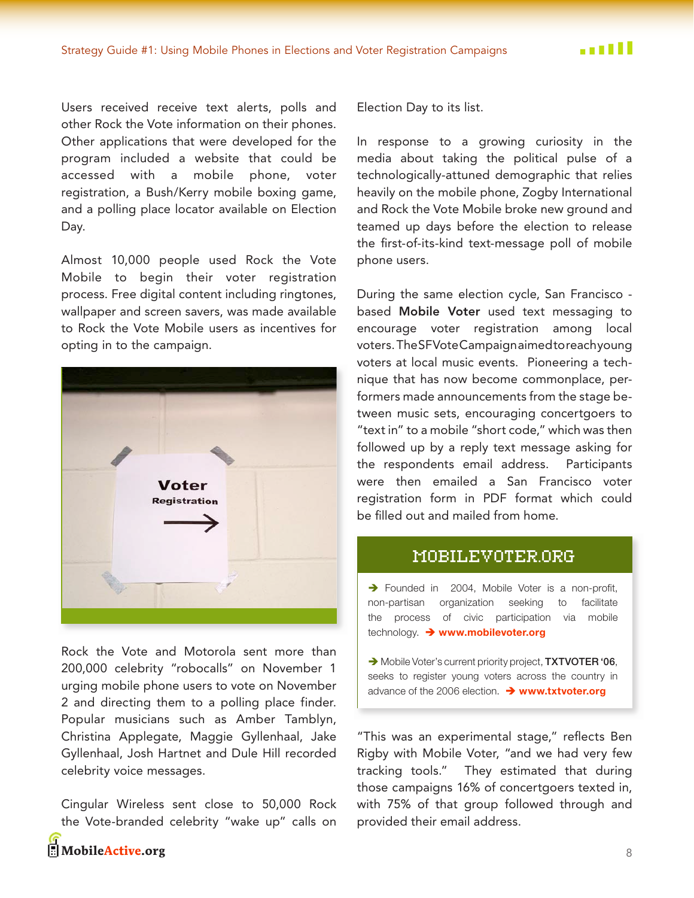Users received receive text alerts, polls and other Rock the Vote information on their phones. Other applications that were developed for the program included a website that could be accessed with a mobile phone, voter registration, a Bush/Kerry mobile boxing game, and a polling place locator available on Election Day.

Almost 10,000 people used Rock the Vote Mobile to begin their voter registration process. Free digital content including ringtones, wallpaper and screen savers, was made available to Rock the Vote Mobile users as incentives for opting in to the campaign.

Rock the Vote and Motorola sent more than 200,000 celebrity "robocalls" on November 1 urging mobile phone users to vote on November 2 and directing them to a polling place finder. Popular musicians such as Amber Tamblyn, Christina Applegate, Maggie Gyllenhaal, Jake Gyllenhaal, Josh Hartnet and Dule Hill recorded celebrity voice messages.

Cingular Wireless sent close to 50,000 Rock the Vote-branded celebrity "wake up" calls on Election Day to its list.

In response to a growing curiosity in the media about taking the political pulse of a technologically-attuned demographic that relies heavily on the mobile phone, Zogby International and Rock the Vote Mobile broke new ground and teamed up days before the election to release the first-of-its-kind text-message poll of mobile phone users.

During the same election cycle, San Francisco - based **Mobile Voter** used text messaging to encourage voter registration among local voters. The SF Vote Campaign aimed to reach young voters at local music events. Pioneering a technique that has now become commonplace, performers made announcements from the stage between music sets, encouraging concertgoers to "text in" to a mobile "short code," which was then followed up by a reply text message asking for the respondents email address. Participants were then emailed a San Francisco voter registration form in PDF format which could be filled out and mailed from home.

## MOBILEVOTER.ORG

➔ Founded in 2004, Mobile Voter is a non-profit, non-partisan organization seeking to facilitate the process of civic participation via mobile technology. ➔ **www.mobilevoter.org**

➔ Mobile Voter's current priority project, **TXTVOTER '06**, seeks to register young voters across the country in advance of the 2006 election. ➔ **www.txtvoter.org**

"This was an experimental stage," reflects Ben Rigby with Mobile Voter, "and we had very few tracking tools." They estimated that during those campaigns 16% of concertgoers texted in, with 75% of that group followed through and provided their email address.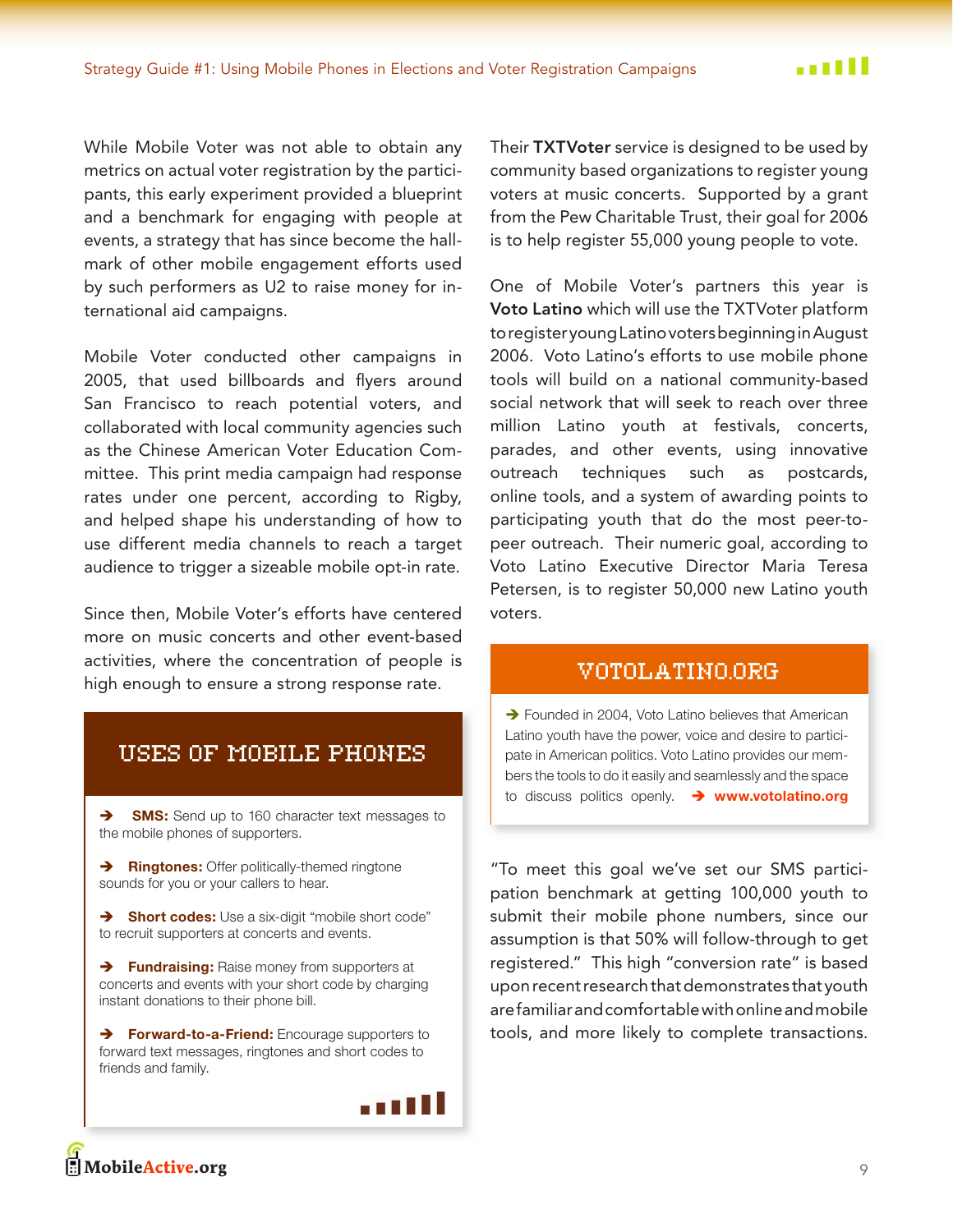While Mobile Voter was not able to obtain any metrics on actual voter registration by the participants, this early experiment provided a blueprint and a benchmark for engaging with people at events, a strategy that has since become the hallmark of other mobile engagement efforts used by such performers as U2 to raise money for international aid campaigns.

Mobile Voter conducted other campaigns in 2005, that used billboards and flyers around San Francisco to reach potential voters, and collaborated with local community agencies such as the Chinese American Voter Education Committee. This print media campaign had response rates under one percent, according to Rigby, and helped shape his understanding of how to use different media channels to reach a target audience to trigger a sizeable mobile opt-in rate.

Since then, Mobile Voter's efforts have centered more on music concerts and other event-based activities, where the concentration of people is high enough to ensure a strong response rate.

## USES OF MOBILE PHONES

- **SMS:** Send up to 160 character text messages to the mobile phones of supporters.
- **Ringtones:** Offer politically-themed ringtone sounds for you or your callers to hear.
- **Short codes:** Use a six-digit "mobile short code" to recruit supporters at concerts and events.
- **Fundraising:** Raise money from supporters at concerts and events with your short code by charging instant donations to their phone bill.
- **Forward-to-a-Friend:** Encourage supporters to forward text messages, ringtones and short codes to friends and family.

Their **TXTVoter** service is designed to be used by community based organizations to register young voters at music concerts. Supported by a grant from the Pew Charitable Trust, their goal for 2006 is to help register 55,000 young people to vote.

One of Mobile Voter's partners this year is **Voto Latino** which will use the TXTVoter platform to register young Latino voters beginning in August 2006. Voto Latino's efforts to use mobile phone tools will build on a national community-based social network that will seek to reach over three million Latino youth at festivals, concerts, parades, and other events, using innovative outreach techniques such as postcards, online tools, and a system of awarding points to participating youth that do the most peer-to-peer outreach. Their numeric goal, according to Voto Latino Executive Director Maria Teresa Petersen, is to register 50,000 new Latino youth voters.

## VOTOLATINO.ORG

➔ Founded in 2004, Voto Latino believes that American Latino youth have the power, voice and desire to participate in American politics. Voto Latino provides our members the tools to do it easily and seamlessly and the space to discuss politics openly. ➔ **www.votolatino.org**

"To meet this goal we've set our SMS participation benchmark at getting 100,000 youth to submit their mobile phone numbers, since our assumption is that 50% will follow-through to get registered." This high "conversion rate" is based upon recent research that demonstrates that youth are familiar and comfortable with online and mobile tools, and more likely to complete transactions.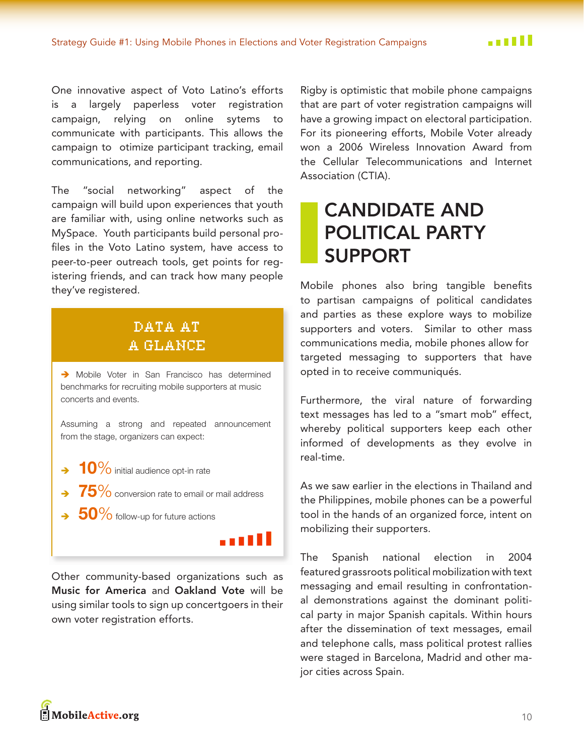One innovative aspect of Voto Latino's efforts is a largely paperless voter registration campaign, relying on online sytems to communicate with participants. This allows the campaign to otimize participant tracking, email communications, and reporting.

The "social networking" aspect of the campaign will build upon experiences that youth are familiar with, using online networks such as MySpace. Youth participants build personal profiles in the Voto Latino system, have access to peer-to-peer outreach tools, get points for registering friends, and can track how many people they've registered.

### DATA AT A GLANCE

➔ Mobile Voter in San Francisco has determined benchmarks for recruiting mobile supporters at music concerts and events.

Assuming a strong and repeated announcement from the stage, organizers can expect:

- ➔ **10%** initial audience opt-in rate
- ➔ **75%** conversion rate to email or mail address
- ➔ **50%** follow-up for future actions

Other community-based organizations such as **Music for America** and **Oakland Vote** will be using similar tools to sign up concertgoers in their own voter registration efforts.

Rigby is optimistic that mobile phone campaigns that are part of voter registration campaigns will have a growing impact on electoral participation. For its pioneering efforts, Mobile Voter already won a 2006 Wireless Innovation Award from the Cellular Telecommunications and Internet Association (CTIA).

## CANDIDATE AND POLITICAL PARTY SUPPORT

Mobile phones also bring tangible benefits to partisan campaigns of political candidates and parties as these explore ways to mobilize supporters and voters. Similar to other mass communications media, mobile phones allow for targeted messaging to supporters that have opted in to receive communiqués.

Furthermore, the viral nature of forwarding text messages has led to a "smart mob" effect, whereby political supporters keep each other informed of developments as they evolve in real-time.

As we saw earlier in the elections in Thailand and the Philippines, mobile phones can be a powerful tool in the hands of an organized force, intent on mobilizing their supporters.

The Spanish national election in 2004 featured grassroots political mobilization with text messaging and email resulting in confrontational demonstrations against the dominant political party in major Spanish capitals. Within hours after the dissemination of text messages, email and telephone calls, mass political protest rallies were staged in Barcelona, Madrid and other major cities across Spain.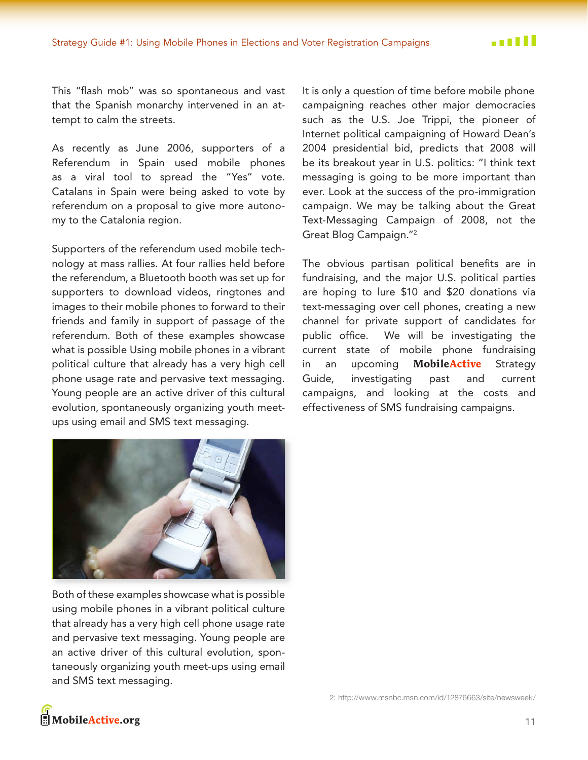This "flash mob" was so spontaneous and vast that the Spanish monarchy intervened in an attempt to calm the streets.

As recently as June 2006, supporters of a Referendum in Spain used mobile phones as a viral tool to spread the "Yes" vote. Catalans in Spain were being asked to vote by referendum on a proposal to give more autonomy to the Catalonia region.

Supporters of the referendum used mobile technology at mass rallies. At four rallies held before the referendum, a Bluetooth booth was set up for supporters to download videos, ringtones and images to their mobile phones to forward to their friends and family in support of passage of the referendum. Both of these examples showcase what is possible Using mobile phones in a vibrant political culture that already has a very high cell phone usage rate and pervasive text messaging. Young people are an active driver of this cultural evolution, spontaneously organizing youth meet-ups using email and SMS text messaging.

Both of these examples showcase what is possible using mobile phones in a vibrant political culture that already has a very high cell phone usage rate and pervasive text messaging. Young people are an active driver of this cultural evolution, spontaneously organizing youth meet-ups using email and SMS text messaging.

It is only a question of time before mobile phone campaigning reaches other major democracies such as the U.S. Joe Trippi, the pioneer of Internet political campaigning of Howard Dean's 2004 presidential bid, predicts that 2008 will be its breakout year in U.S. politics: "I think text messaging is going to be more important than ever. Look at the success of the pro-immigration campaign. We may be talking about the Great Text-Messaging Campaign of 2008, not the Great Blog Campaign."[2]

The obvious partisan political benefits are in fundraising, and the major U.S. political parties are hoping to lure $10 and $20 donations via text-messaging over cell phones, creating a new channel for private support of candidates for public office. We will be investigating the current state of mobile phone fundraising in an upcoming **MobileActive** Strategy Guide, investigating past and current campaigns, and looking at the costs and effectiveness of SMS fundraising campaigns.

2: http://www.msnbc.msn.com/id/12876663/site/newsweek/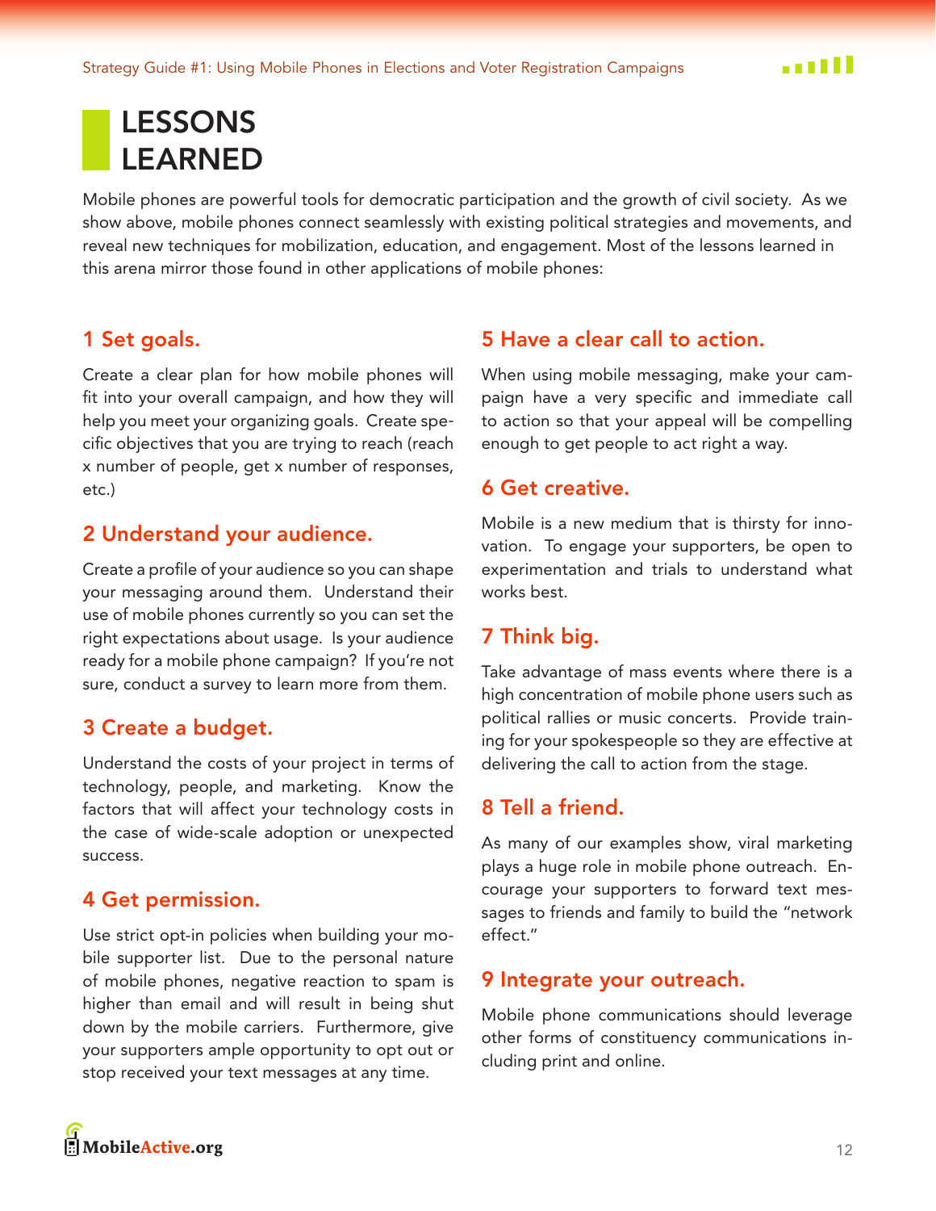# LESSONS LEARNED

Mobile phones are powerful tools for democratic participation and the growth of civil society. As we show above, mobile phones connect seamlessly with existing political strategies and movements, and reveal new techniques for mobilization, education, and engagement. Most of the lessons learned in this arena mirror those found in other applications of mobile phones:

## 1 Set goals.

Create a clear plan for how mobile phones will fit into your overall campaign, and how they will help you meet your organizing goals. Create specific objectives that you are trying to reach (reach x number of people, get x number of responses, etc.)

## 2 Understand your audience.

Create a profile of your audience so you can shape your messaging around them. Understand their use of mobile phones currently so you can set the right expectations about usage. Is your audience ready for a mobile phone campaign? If you're not sure, conduct a survey to learn more from them.

## 3 Create a budget.

Understand the costs of your project in terms of technology, people, and marketing. Know the factors that will affect your technology costs in the case of wide-scale adoption or unexpected success.

## 4 Get permission.

Use strict opt-in policies when building your mobile supporter list. Due to the personal nature of mobile phones, negative reaction to spam is higher than email and will result in being shut down by the mobile carriers. Furthermore, give your supporters ample opportunity to opt out or stop received your text messages at any time.

## 5 Have a clear call to action.

When using mobile messaging, make your campaign have a very specific and immediate call to action so that your appeal will be compelling enough to get people to act right a way.

## 6 Get creative.

Mobile is a new medium that is thirsty for innovation. To engage your supporters, be open to experimentation and trials to understand what works best.

## 7 Think big.

Take advantage of mass events where there is a high concentration of mobile phone users such as political rallies or music concerts. Provide training for your spokespeople so they are effective at delivering the call to action from the stage.

## 8 Tell a friend.

As many of our examples show, viral marketing plays a huge role in mobile phone outreach. Encourage your supporters to forward text messages to friends and family to build the "network effect."

## 9 Integrate your outreach.

Mobile phone communications should leverage other forms of constituency communications including print and online.